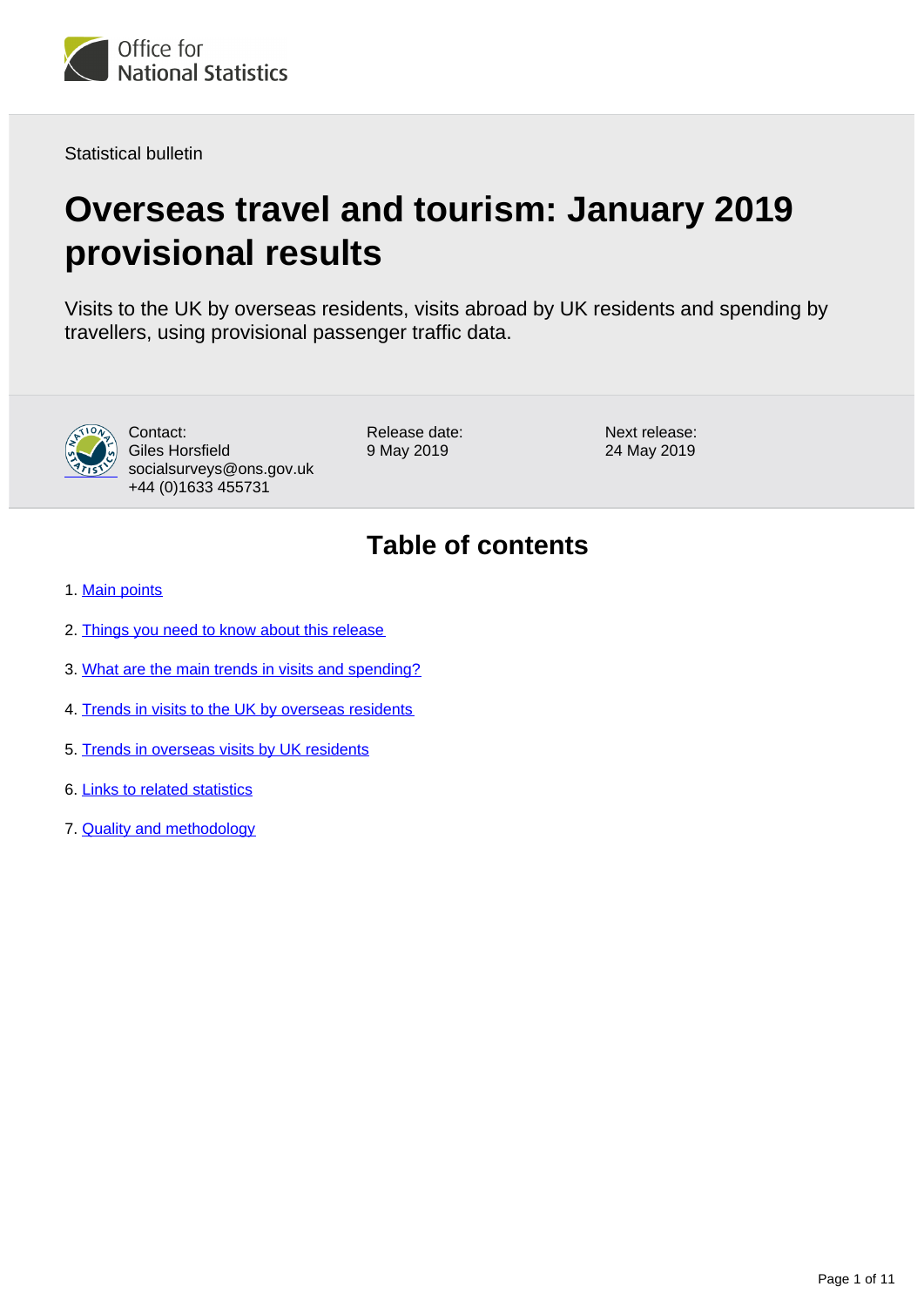Statistical bulletin

# Overseas travel and tourism: January 2019 provisional results

Visits to the UK by overseas residents, visits abroad by UK residents and spending by travellers, using provisional passenger traffic data.

Contact:
Giles Horsfield
socialsurveys@ons.gov.uk
+44 (0)1633 455731

Release date:
9 May 2019

Next release:
24 May 2019

## Table of contents

1. Main points
2. Things you need to know about this release
3. What are the main trends in visits and spending?
4. Trends in visits to the UK by overseas residents
5. Trends in overseas visits by UK residents
6. Links to related statistics
7. Quality and methodology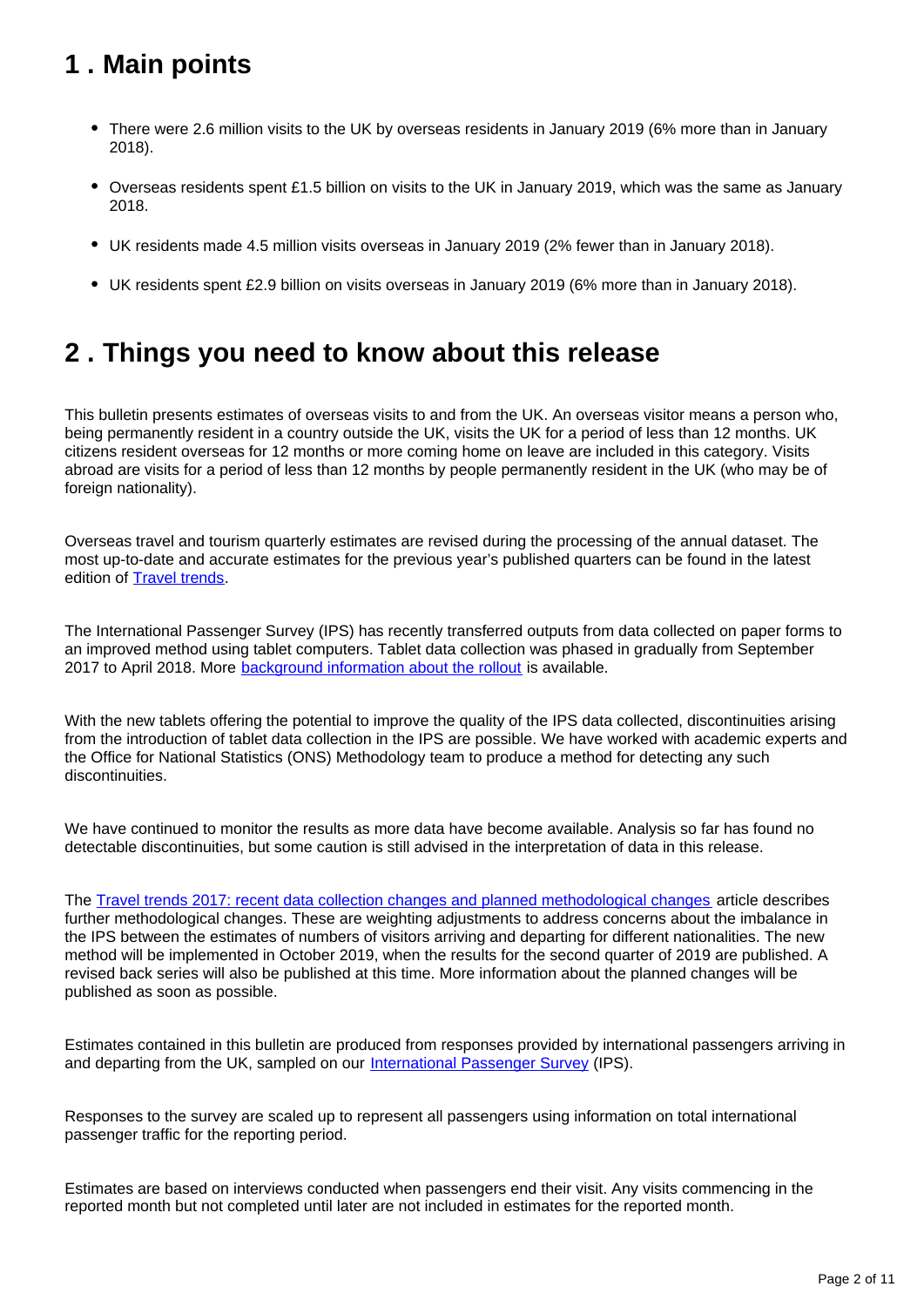## 1 . Main points

- There were 2.6 million visits to the UK by overseas residents in January 2019 (6% more than in January 2018).
- Overseas residents spent £1.5 billion on visits to the UK in January 2019, which was the same as January 2018.
- UK residents made 4.5 million visits overseas in January 2019 (2% fewer than in January 2018).
- UK residents spent £2.9 billion on visits overseas in January 2019 (6% more than in January 2018).

## 2 . Things you need to know about this release

This bulletin presents estimates of overseas visits to and from the UK. An overseas visitor means a person who, being permanently resident in a country outside the UK, visits the UK for a period of less than 12 months. UK citizens resident overseas for 12 months or more coming home on leave are included in this category. Visits abroad are visits for a period of less than 12 months by people permanently resident in the UK (who may be of foreign nationality).

Overseas travel and tourism quarterly estimates are revised during the processing of the annual dataset. The most up-to-date and accurate estimates for the previous year's published quarters can be found in the latest edition of Travel trends.

The International Passenger Survey (IPS) has recently transferred outputs from data collected on paper forms to an improved method using tablet computers. Tablet data collection was phased in gradually from September 2017 to April 2018. More background information about the rollout is available.

With the new tablets offering the potential to improve the quality of the IPS data collected, discontinuities arising from the introduction of tablet data collection in the IPS are possible. We have worked with academic experts and the Office for National Statistics (ONS) Methodology team to produce a method for detecting any such discontinuities.

We have continued to monitor the results as more data have become available. Analysis so far has found no detectable discontinuities, but some caution is still advised in the interpretation of data in this release.

The Travel trends 2017: recent data collection changes and planned methodological changes article describes further methodological changes. These are weighting adjustments to address concerns about the imbalance in the IPS between the estimates of numbers of visitors arriving and departing for different nationalities. The new method will be implemented in October 2019, when the results for the second quarter of 2019 are published. A revised back series will also be published at this time. More information about the planned changes will be published as soon as possible.

Estimates contained in this bulletin are produced from responses provided by international passengers arriving in and departing from the UK, sampled on our International Passenger Survey (IPS).

Responses to the survey are scaled up to represent all passengers using information on total international passenger traffic for the reporting period.

Estimates are based on interviews conducted when passengers end their visit. Any visits commencing in the reported month but not completed until later are not included in estimates for the reported month.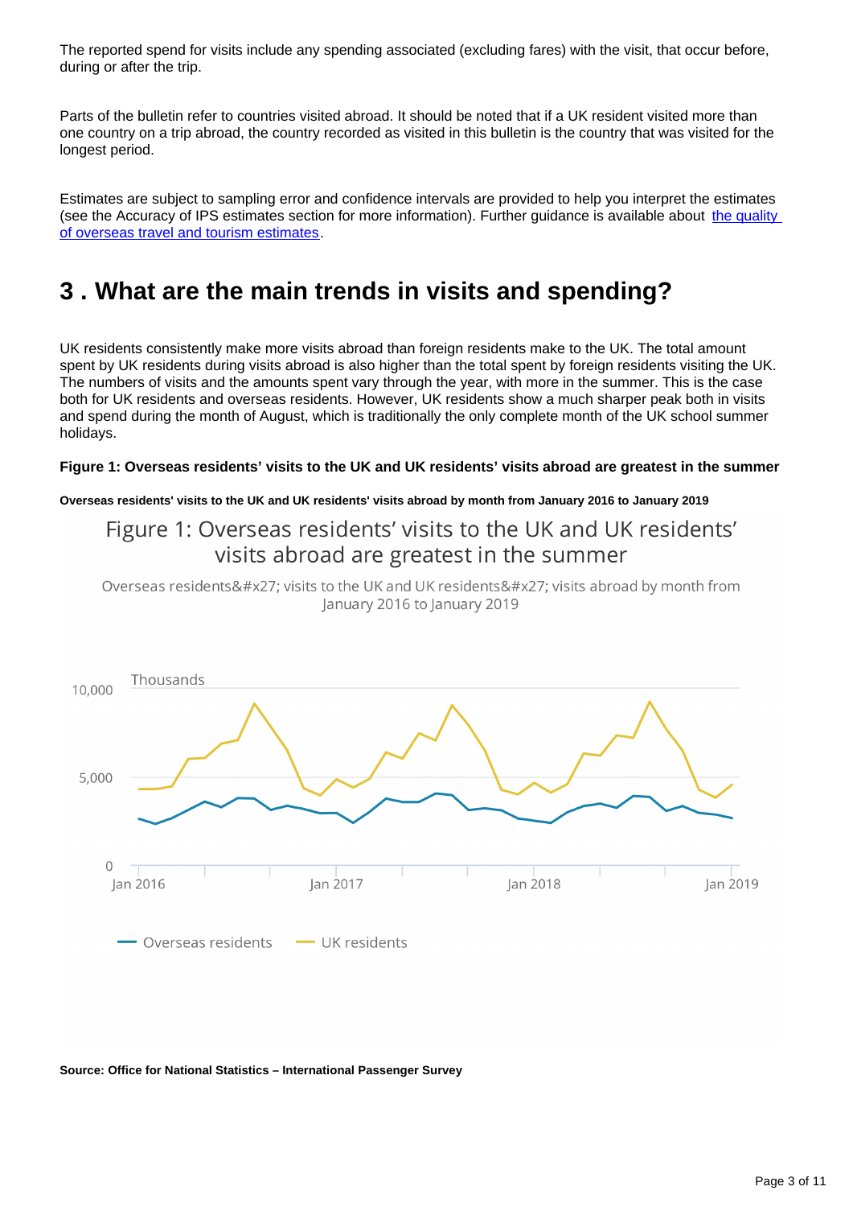The reported spend for visits include any spending associated (excluding fares) with the visit, that occur before, during or after the trip.

Parts of the bulletin refer to countries visited abroad. It should be noted that if a UK resident visited more than one country on a trip abroad, the country recorded as visited in this bulletin is the country that was visited for the longest period.

Estimates are subject to sampling error and confidence intervals are provided to help you interpret the estimates (see the Accuracy of IPS estimates section for more information). Further guidance is available about [the quality of overseas travel and tourism estimates](#).

## 3 . What are the main trends in visits and spending?

UK residents consistently make more visits abroad than foreign residents make to the UK. The total amount spent by UK residents during visits abroad is also higher than the total spent by foreign residents visiting the UK. The numbers of visits and the amounts spent vary through the year, with more in the summer. This is the case both for UK residents and overseas residents. However, UK residents show a much sharper peak both in visits and spend during the month of August, which is traditionally the only complete month of the UK school summer holidays.

**Figure 1: Overseas residents’ visits to the UK and UK residents’ visits abroad are greatest in the summer**

**Overseas residents' visits to the UK and UK residents' visits abroad by month from January 2016 to January 2019**

Figure 1: Overseas residents’ visits to the UK and UK residents’ visits abroad are greatest in the summer

Overseas residents&#x27; visits to the UK and UK residents&#x27; visits abroad by month from January 2016 to January 2019

Thousands

10,000

5,000

0

Jan 2016 | Jan 2017 | Jan 2018 | Jan 2019

Overseas residents | UK residents

**Source: Office for National Statistics – International Passenger Survey**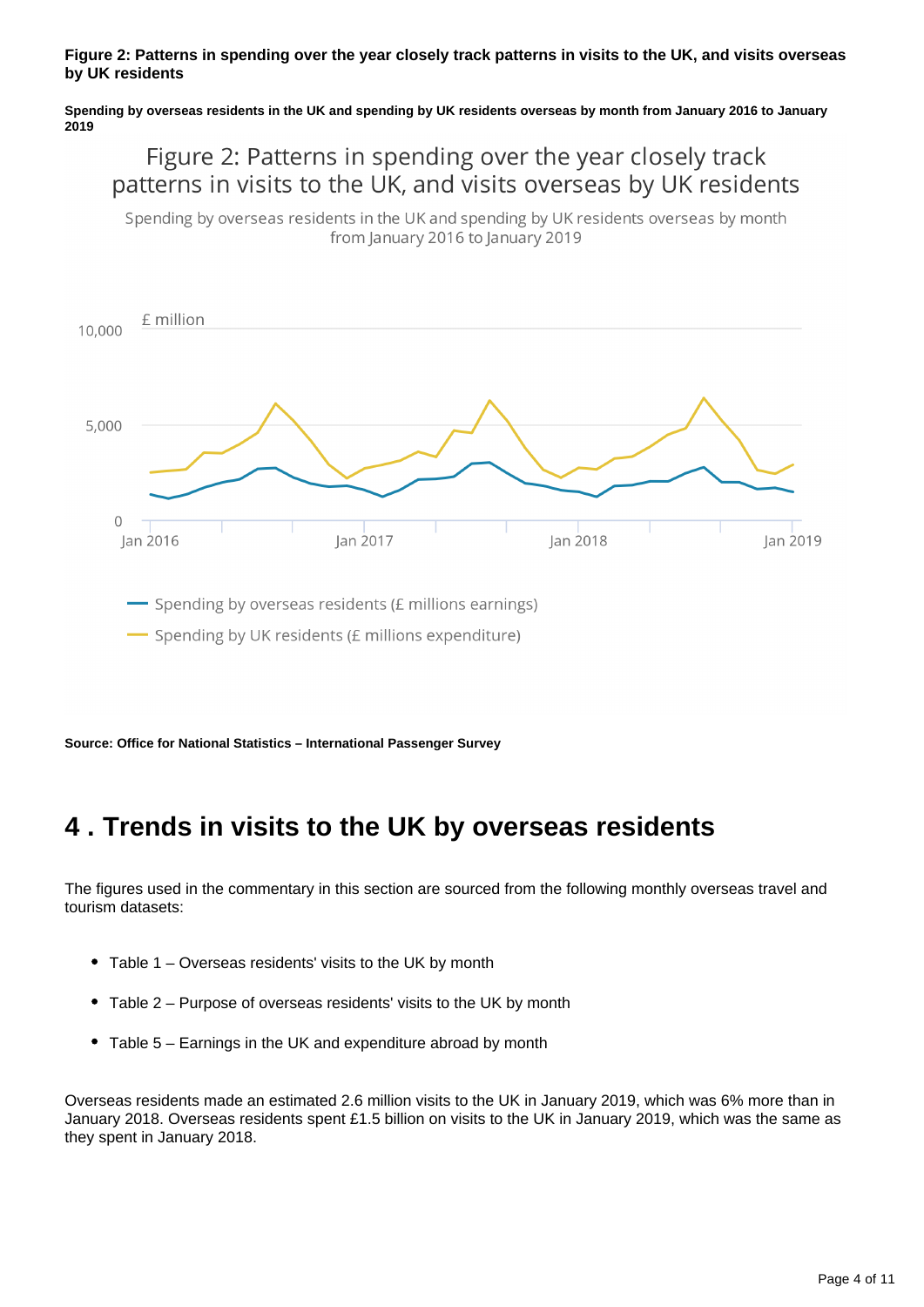**Figure 2: Patterns in spending over the year closely track patterns in visits to the UK, and visits overseas by UK residents**

**Spending by overseas residents in the UK and spending by UK residents overseas by month from January 2016 to January 2019**

**Source: Office for National Statistics – International Passenger Survey**

# 4 . Trends in visits to the UK by overseas residents

The figures used in the commentary in this section are sourced from the following monthly overseas travel and tourism datasets:

- Table 1 – Overseas residents' visits to the UK by month
- Table 2 – Purpose of overseas residents' visits to the UK by month
- Table 5 – Earnings in the UK and expenditure abroad by month

Overseas residents made an estimated 2.6 million visits to the UK in January 2019, which was 6% more than in January 2018. Overseas residents spent £1.5 billion on visits to the UK in January 2019, which was the same as they spent in January 2018.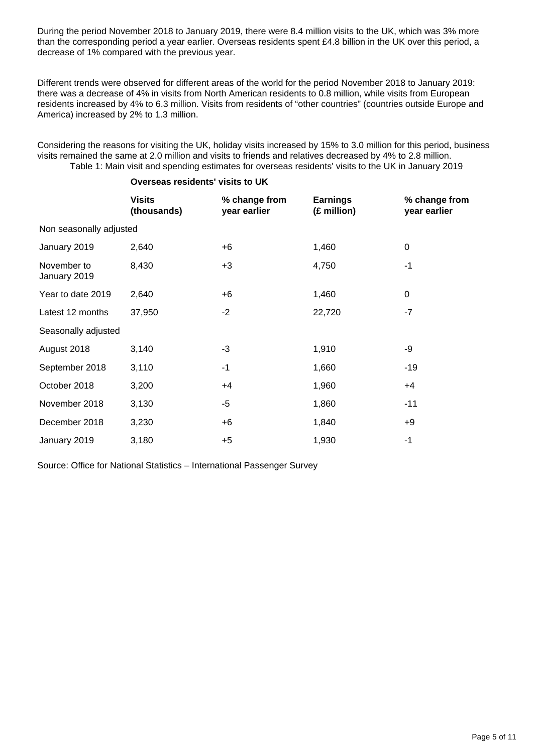During the period November 2018 to January 2019, there were 8.4 million visits to the UK, which was 3% more than the corresponding period a year earlier. Overseas residents spent £4.8 billion in the UK over this period, a decrease of 1% compared with the previous year.

Different trends were observed for different areas of the world for the period November 2018 to January 2019: there was a decrease of 4% in visits from North American residents to 0.8 million, while visits from European residents increased by 4% to 6.3 million. Visits from residents of "other countries" (countries outside Europe and America) increased by 2% to 1.3 million.

Considering the reasons for visiting the UK, holiday visits increased by 15% to 3.0 million for this period, business visits remained the same at 2.0 million and visits to friends and relatives decreased by 4% to 2.8 million.

Table 1: Main visit and spending estimates for overseas residents' visits to the UK in January 2019

| | **Overseas residents' visits to UK** | | | |
|---|---|---|---|---|
| | **Visits (thousands)** | **% change from year earlier** | **Earnings (£ million)** | **% change from year earlier** |
| Non seasonally adjusted | | | | |
| January 2019 | 2,640 | +6 | 1,460 | 0 |
| November to January 2019 | 8,430 | +3 | 4,750 | -1 |
| Year to date 2019 | 2,640 | +6 | 1,460 | 0 |
| Latest 12 months | 37,950 | -2 | 22,720 | -7 |
| Seasonally adjusted | | | | |
| August 2018 | 3,140 | -3 | 1,910 | -9 |
| September 2018 | 3,110 | -1 | 1,660 | -19 |
| October 2018 | 3,200 | +4 | 1,960 | +4 |
| November 2018 | 3,130 | -5 | 1,860 | -11 |
| December 2018 | 3,230 | +6 | 1,840 | +9 |
| January 2019 | 3,180 | +5 | 1,930 | -1 |

Source: Office for National Statistics – International Passenger Survey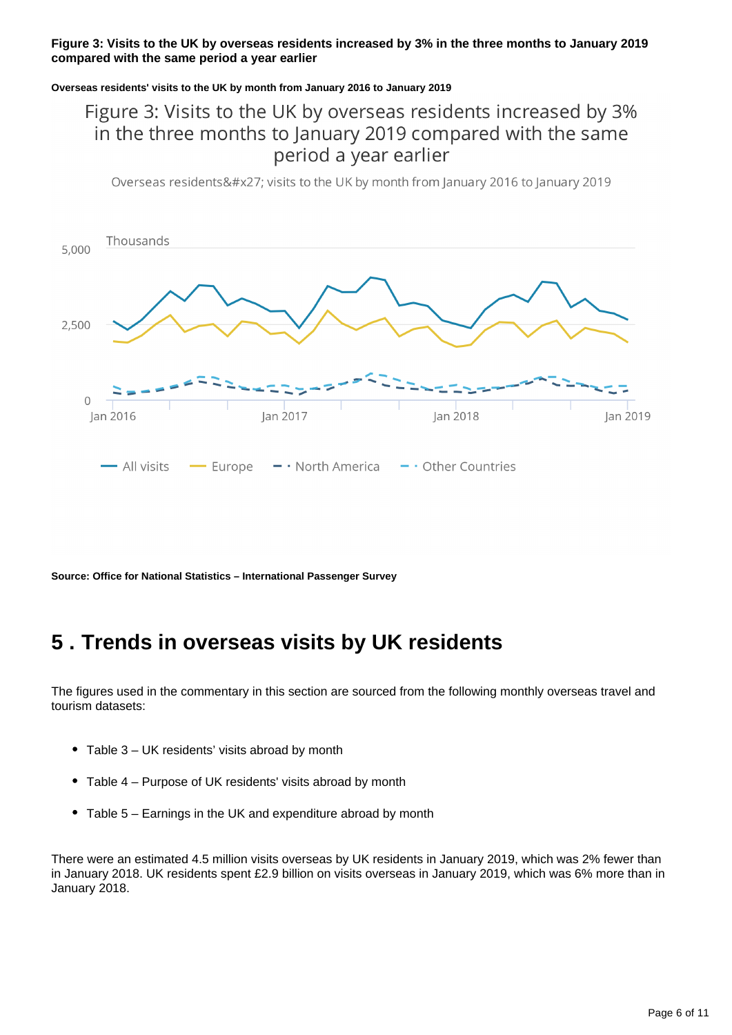**Figure 3: Visits to the UK by overseas residents increased by 3% in the three months to January 2019 compared with the same period a year earlier**

**Overseas residents' visits to the UK by month from January 2016 to January 2019**

Figure 3: Visits to the UK by overseas residents increased by 3% in the three months to January 2019 compared with the same period a year earlier

Overseas residents&#x27; visits to the UK by month from January 2016 to January 2019

Thousands

5,000

2,500

0

Jan 2016 | Jan 2017 | Jan 2018 | Jan 2019

All visits | Europe | North America | Other Countries

**Source: Office for National Statistics – International Passenger Survey**

## 5 . Trends in overseas visits by UK residents

The figures used in the commentary in this section are sourced from the following monthly overseas travel and tourism datasets:

- Table 3 – UK residents' visits abroad by month
- Table 4 – Purpose of UK residents' visits abroad by month
- Table 5 – Earnings in the UK and expenditure abroad by month

There were an estimated 4.5 million visits overseas by UK residents in January 2019, which was 2% fewer than in January 2018. UK residents spent £2.9 billion on visits overseas in January 2019, which was 6% more than in January 2018.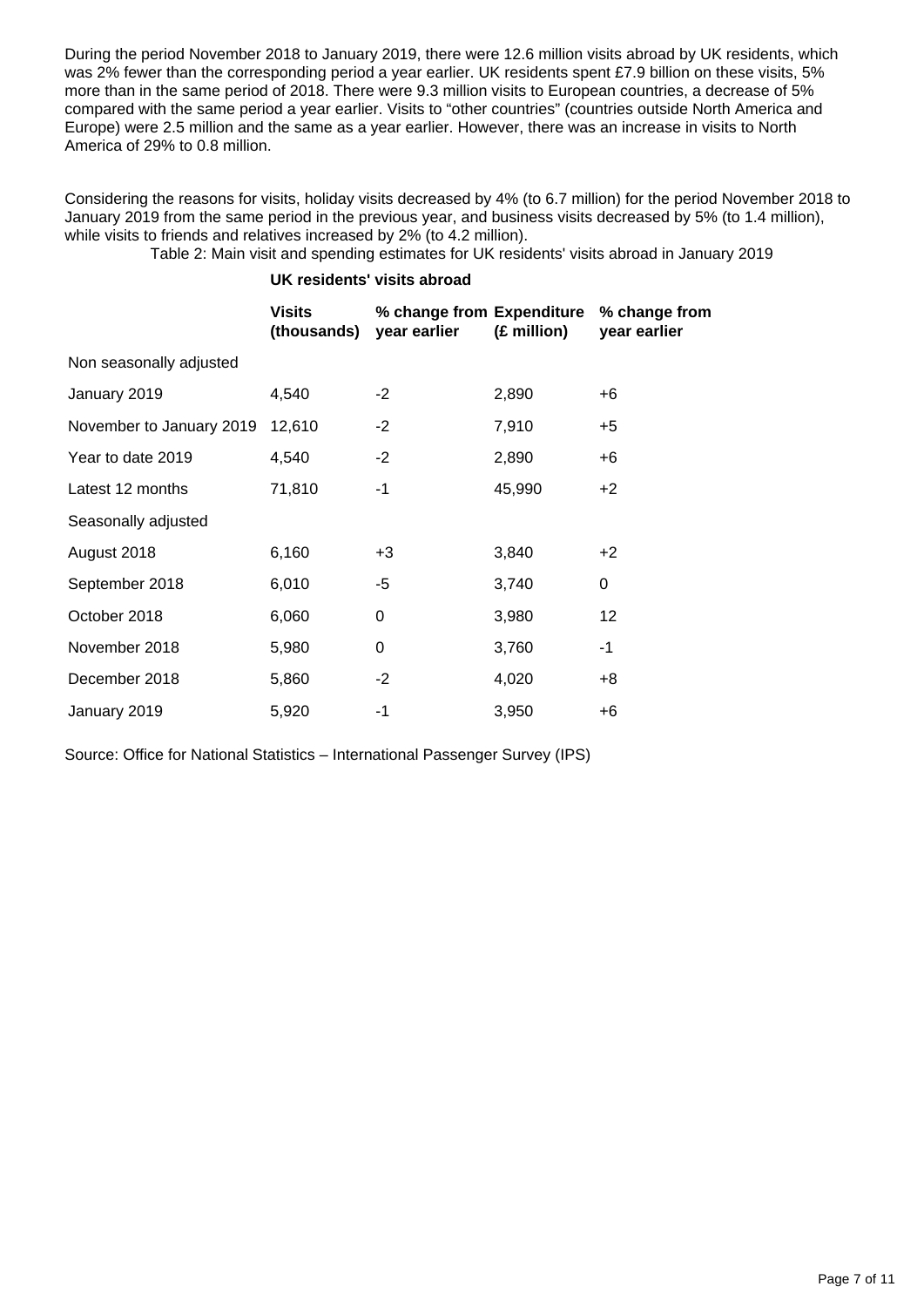During the period November 2018 to January 2019, there were 12.6 million visits abroad by UK residents, which was 2% fewer than the corresponding period a year earlier. UK residents spent £7.9 billion on these visits, 5% more than in the same period of 2018. There were 9.3 million visits to European countries, a decrease of 5% compared with the same period a year earlier. Visits to "other countries" (countries outside North America and Europe) were 2.5 million and the same as a year earlier. However, there was an increase in visits to North America of 29% to 0.8 million.

Considering the reasons for visits, holiday visits decreased by 4% (to 6.7 million) for the period November 2018 to January 2019 from the same period in the previous year, and business visits decreased by 5% (to 1.4 million), while visits to friends and relatives increased by 2% (to 4.2 million).

Table 2: Main visit and spending estimates for UK residents' visits abroad in January 2019

| | **UK residents' visits abroad** | | | |
|---|---|---|---|---|
| | **Visits (thousands)** | **% change from year earlier** | **Expenditure (£ million)** | **% change from year earlier** |
| Non seasonally adjusted | | | | |
| January 2019 | 4,540 | -2 | 2,890 | +6 |
| November to January 2019 | 12,610 | -2 | 7,910 | +5 |
| Year to date 2019 | 4,540 | -2 | 2,890 | +6 |
| Latest 12 months | 71,810 | -1 | 45,990 | +2 |
| Seasonally adjusted | | | | |
| August 2018 | 6,160 | +3 | 3,840 | +2 |
| September 2018 | 6,010 | -5 | 3,740 | 0 |
| October 2018 | 6,060 | 0 | 3,980 | 12 |
| November 2018 | 5,980 | 0 | 3,760 | -1 |
| December 2018 | 5,860 | -2 | 4,020 | +8 |
| January 2019 | 5,920 | -1 | 3,950 | +6 |

Source: Office for National Statistics – International Passenger Survey (IPS)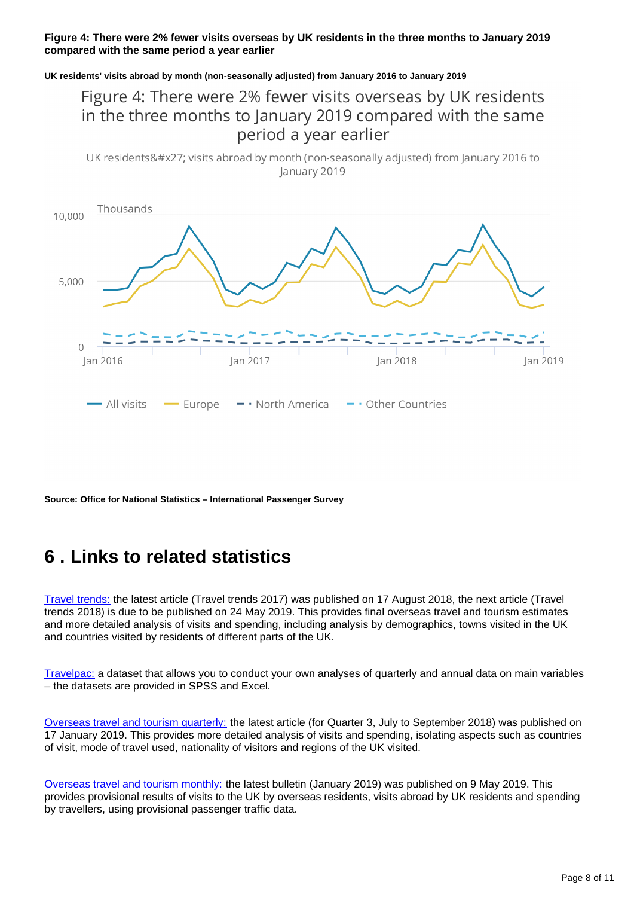**Figure 4: There were 2% fewer visits overseas by UK residents in the three months to January 2019 compared with the same period a year earlier**

**UK residents' visits abroad by month (non-seasonally adjusted) from January 2016 to January 2019**

**Source: Office for National Statistics – International Passenger Survey**

## 6 . Links to related statistics

Travel trends: the latest article (Travel trends 2017) was published on 17 August 2018, the next article (Travel trends 2018) is due to be published on 24 May 2019. This provides final overseas travel and tourism estimates and more detailed analysis of visits and spending, including analysis by demographics, towns visited in the UK and countries visited by residents of different parts of the UK.

Travelpac: a dataset that allows you to conduct your own analyses of quarterly and annual data on main variables – the datasets are provided in SPSS and Excel.

Overseas travel and tourism quarterly: the latest article (for Quarter 3, July to September 2018) was published on 17 January 2019. This provides more detailed analysis of visits and spending, isolating aspects such as countries of visit, mode of travel used, nationality of visitors and regions of the UK visited.

Overseas travel and tourism monthly: the latest bulletin (January 2019) was published on 9 May 2019. This provides provisional results of visits to the UK by overseas residents, visits abroad by UK residents and spending by travellers, using provisional passenger traffic data.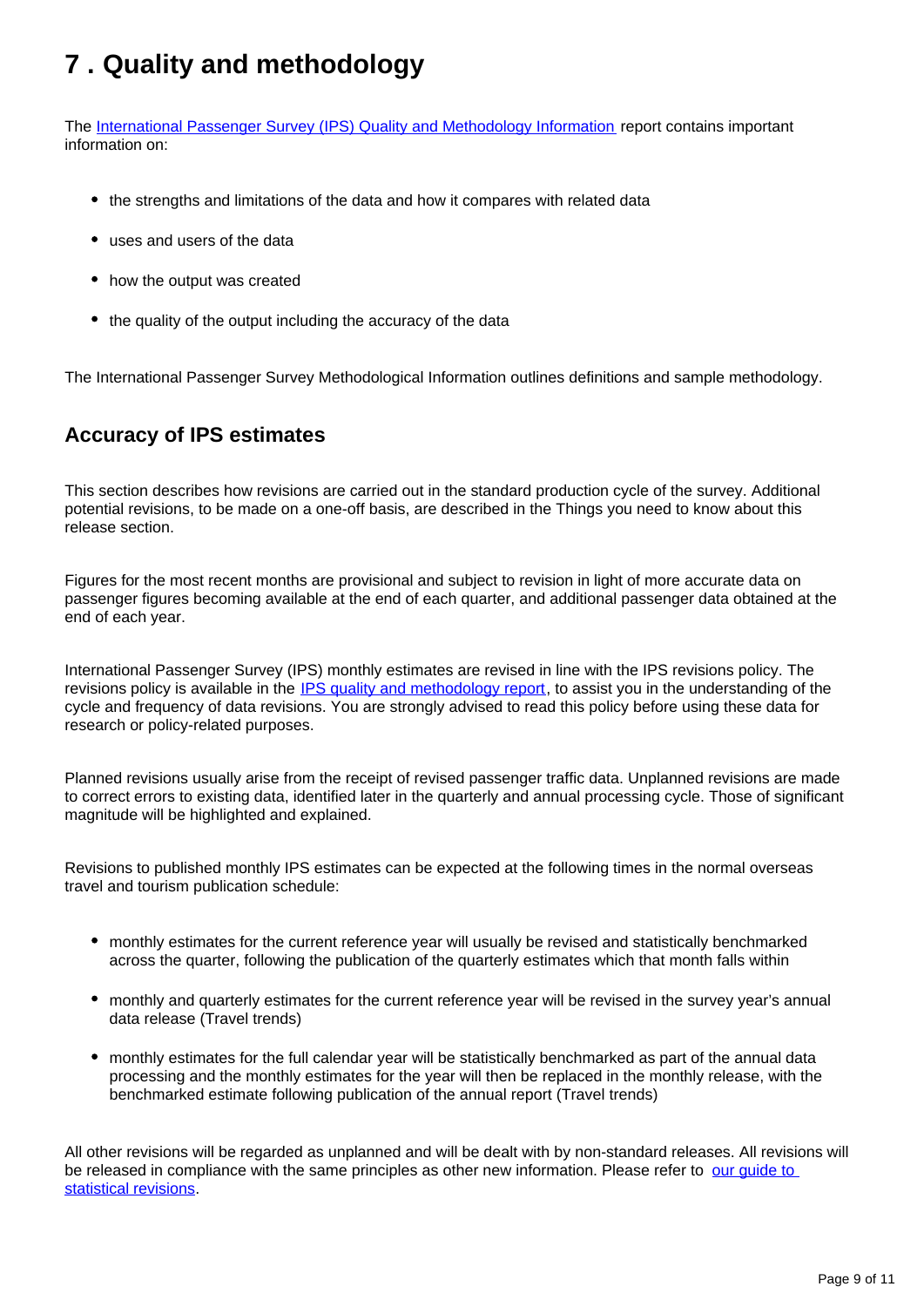# 7 . Quality and methodology

The [International Passenger Survey (IPS) Quality and Methodology Information](#) report contains important information on:

- the strengths and limitations of the data and how it compares with related data
- uses and users of the data
- how the output was created
- the quality of the output including the accuracy of the data

The International Passenger Survey Methodological Information outlines definitions and sample methodology.

## Accuracy of IPS estimates

This section describes how revisions are carried out in the standard production cycle of the survey. Additional potential revisions, to be made on a one-off basis, are described in the Things you need to know about this release section.

Figures for the most recent months are provisional and subject to revision in light of more accurate data on passenger figures becoming available at the end of each quarter, and additional passenger data obtained at the end of each year.

International Passenger Survey (IPS) monthly estimates are revised in line with the IPS revisions policy. The revisions policy is available in the [IPS quality and methodology report](#), to assist you in the understanding of the cycle and frequency of data revisions. You are strongly advised to read this policy before using these data for research or policy-related purposes.

Planned revisions usually arise from the receipt of revised passenger traffic data. Unplanned revisions are made to correct errors to existing data, identified later in the quarterly and annual processing cycle. Those of significant magnitude will be highlighted and explained.

Revisions to published monthly IPS estimates can be expected at the following times in the normal overseas travel and tourism publication schedule:

- monthly estimates for the current reference year will usually be revised and statistically benchmarked across the quarter, following the publication of the quarterly estimates which that month falls within
- monthly and quarterly estimates for the current reference year will be revised in the survey year's annual data release (Travel trends)
- monthly estimates for the full calendar year will be statistically benchmarked as part of the annual data processing and the monthly estimates for the year will then be replaced in the monthly release, with the benchmarked estimate following publication of the annual report (Travel trends)

All other revisions will be regarded as unplanned and will be dealt with by non-standard releases. All revisions will be released in compliance with the same principles as other new information. Please refer to [our guide to statistical revisions](#).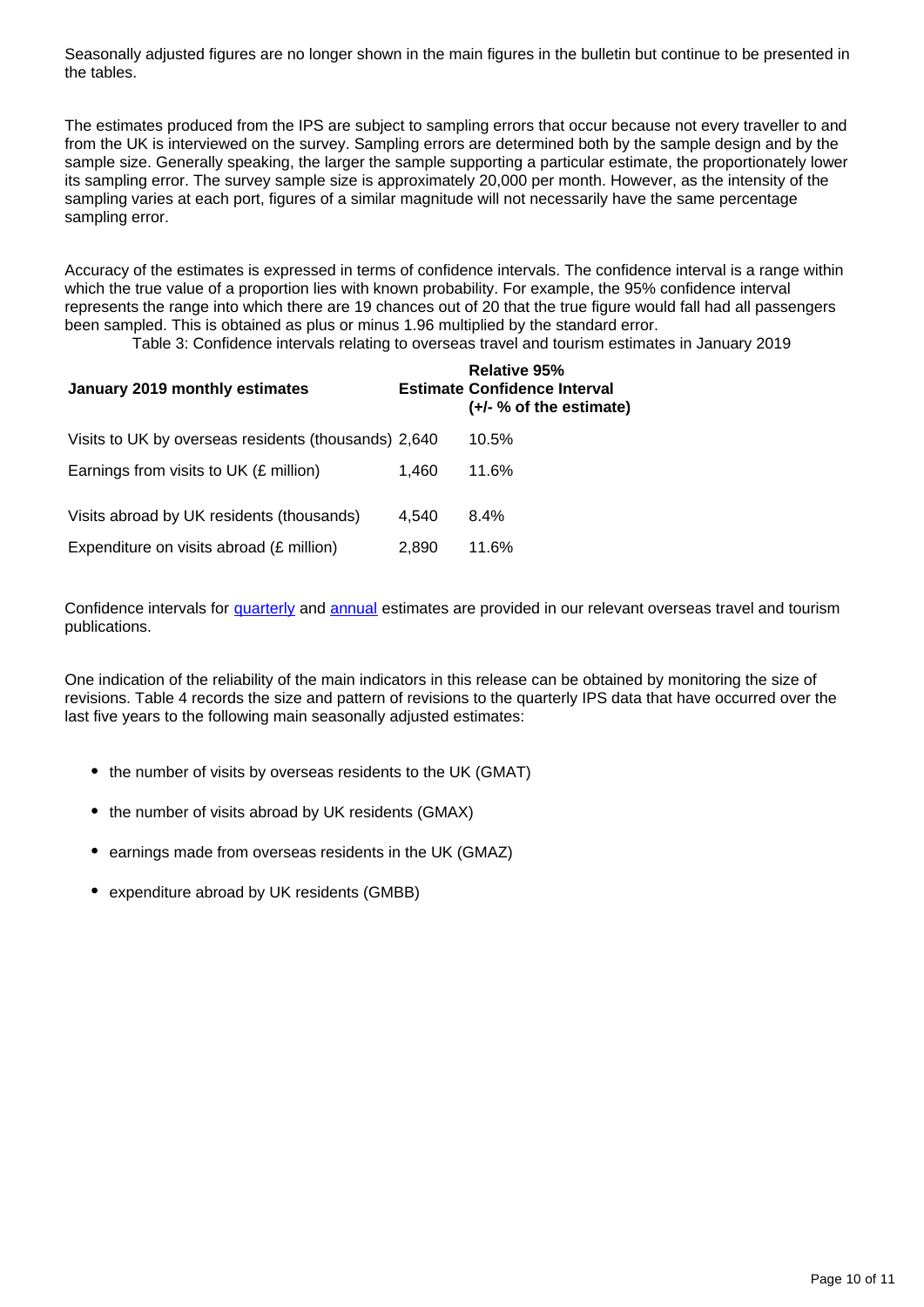Seasonally adjusted figures are no longer shown in the main figures in the bulletin but continue to be presented in the tables.

The estimates produced from the IPS are subject to sampling errors that occur because not every traveller to and from the UK is interviewed on the survey. Sampling errors are determined both by the sample design and by the sample size. Generally speaking, the larger the sample supporting a particular estimate, the proportionately lower its sampling error. The survey sample size is approximately 20,000 per month. However, as the intensity of the sampling varies at each port, figures of a similar magnitude will not necessarily have the same percentage sampling error.

Accuracy of the estimates is expressed in terms of confidence intervals. The confidence interval is a range within which the true value of a proportion lies with known probability. For example, the 95% confidence interval represents the range into which there are 19 chances out of 20 that the true figure would fall had all passengers been sampled. This is obtained as plus or minus 1.96 multiplied by the standard error.

Table 3: Confidence intervals relating to overseas travel and tourism estimates in January 2019

| January 2019 monthly estimates | Estimate | Relative 95% Confidence Interval (+/- % of the estimate) |
|---|---|---|
| Visits to UK by overseas residents (thousands) | 2,640 | 10.5% |
| Earnings from visits to UK (£ million) | 1,460 | 11.6% |
| Visits abroad by UK residents (thousands) | 4,540 | 8.4% |
| Expenditure on visits abroad (£ million) | 2,890 | 11.6% |

Confidence intervals for quarterly and annual estimates are provided in our relevant overseas travel and tourism publications.

One indication of the reliability of the main indicators in this release can be obtained by monitoring the size of revisions. Table 4 records the size and pattern of revisions to the quarterly IPS data that have occurred over the last five years to the following main seasonally adjusted estimates:

- the number of visits by overseas residents to the UK (GMAT)
- the number of visits abroad by UK residents (GMAX)
- earnings made from overseas residents in the UK (GMAZ)
- expenditure abroad by UK residents (GMBB)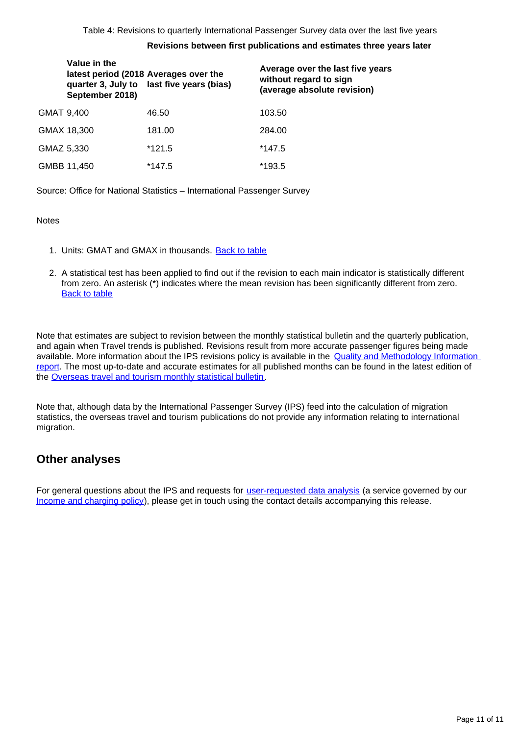Table 4: Revisions to quarterly International Passenger Survey data over the last five years

**Revisions between first publications and estimates three years later**

| | Value in the latest period (2018 quarter 3, July to September 2018) | Averages over the last five years (bias) | Average over the last five years without regard to sign (average absolute revision) |
|---|---|---|---|
| GMAT | 9,400 | 46.50 | 103.50 |
| GMAX | 18,300 | 181.00 | 284.00 |
| GMAZ | 5,330 | *121.5 | *147.5 |
| GMBB | 11,450 | *147.5 | *193.5 |

Source: Office for National Statistics – International Passenger Survey

Notes

1. Units: GMAT and GMAX in thousands. Back to table
2. A statistical test has been applied to find out if the revision to each main indicator is statistically different from zero. An asterisk (*) indicates where the mean revision has been significantly different from zero. Back to table

Note that estimates are subject to revision between the monthly statistical bulletin and the quarterly publication, and again when Travel trends is published. Revisions result from more accurate passenger figures being made available. More information about the IPS revisions policy is available in the Quality and Methodology Information report. The most up-to-date and accurate estimates for all published months can be found in the latest edition of the Overseas travel and tourism monthly statistical bulletin.

Note that, although data by the International Passenger Survey (IPS) feed into the calculation of migration statistics, the overseas travel and tourism publications do not provide any information relating to international migration.

## Other analyses

For general questions about the IPS and requests for user-requested data analysis (a service governed by our Income and charging policy), please get in touch using the contact details accompanying this release.